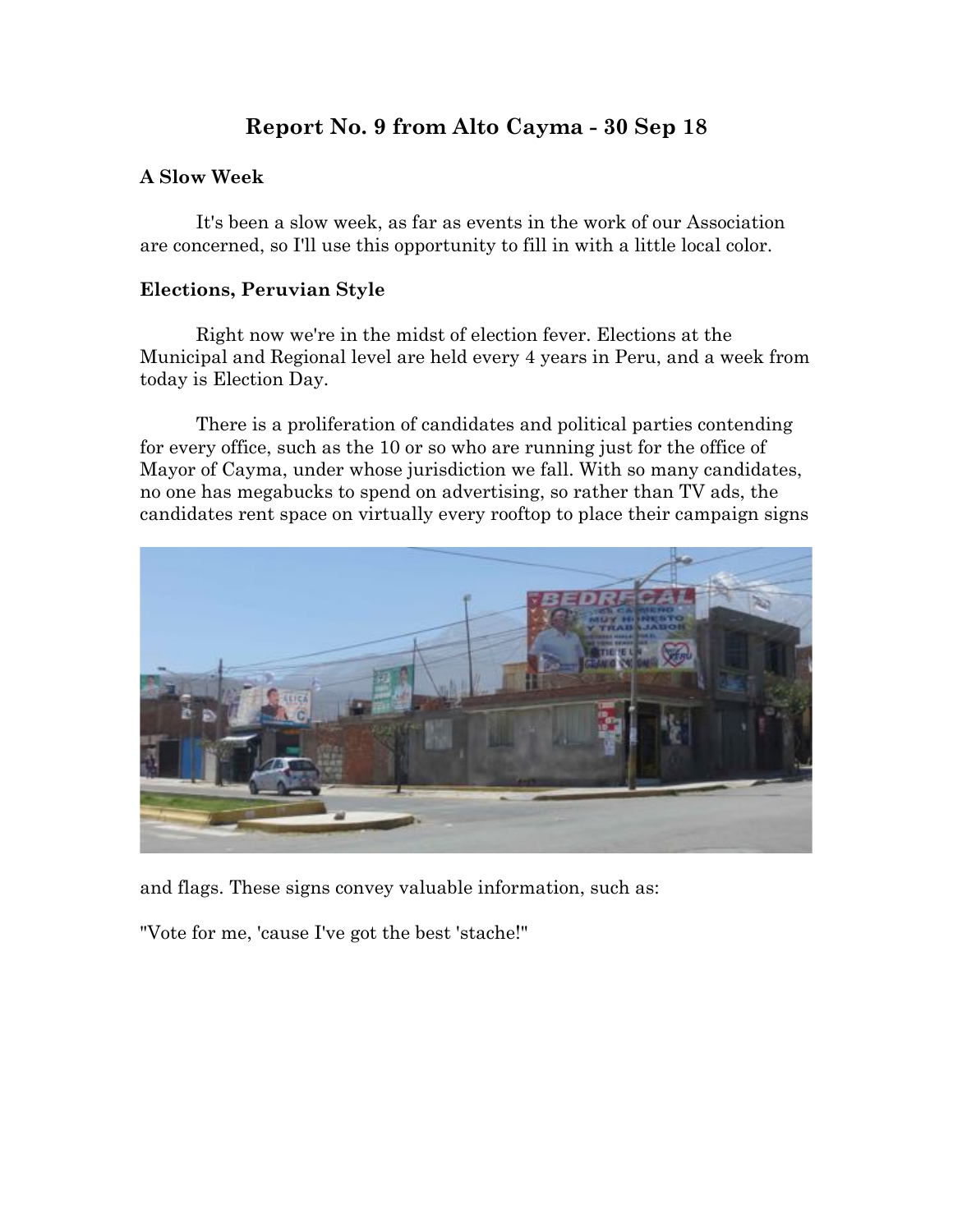# Report No. 9 from Alto Cayma - 30 Sep 18

### A Slow Week

It's been a slow week, as far as events in the work of our Association are concerned, so I'll use this opportunity to fill in with a little local color.

### Elections, Peruvian Style

Right now we're in the midst of election fever. Elections at the Municipal and Regional level are held every 4 years in Peru, and a week from today is Election Day.

There is a proliferation of candidates and political parties contending for every office, such as the 10 or so who are running just for the office of Mayor of Cayma, under whose jurisdiction we fall. With so many candidates, no one has megabucks to spend on advertising, so rather than TV ads, the candidates rent space on virtually every rooftop to place their campaign signs and flags. These signs convey valuable information, such as:

"Vote for me, 'cause I've got the best 'stache!"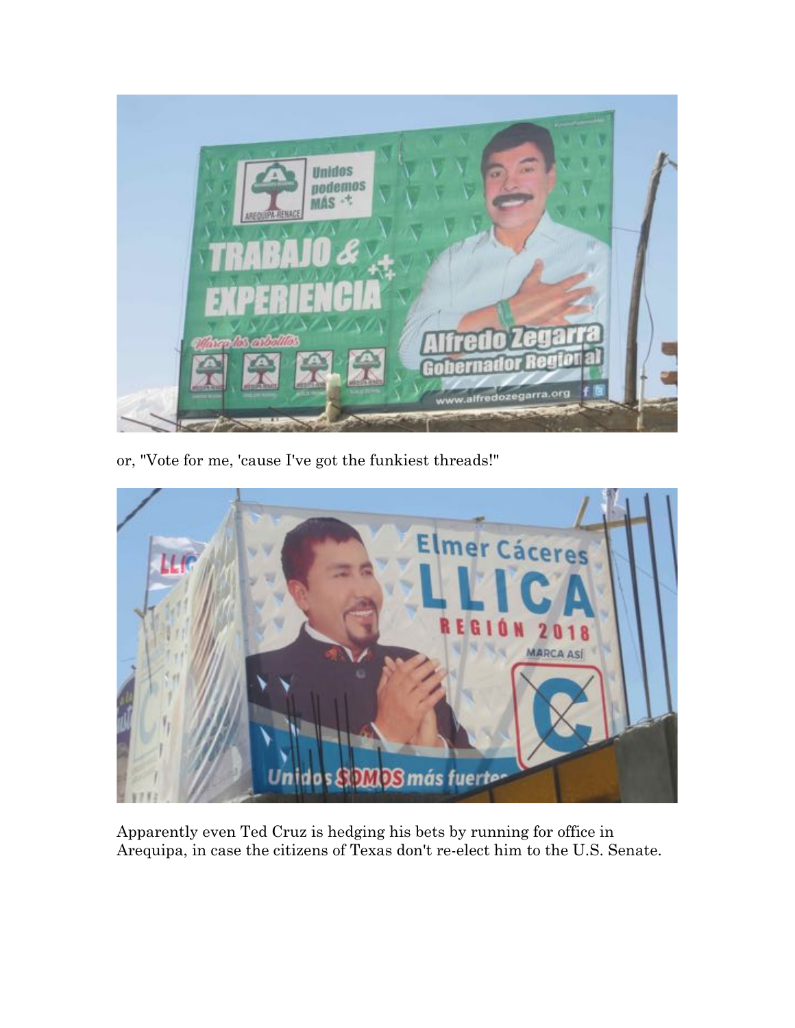or, "Vote for me, 'cause I've got the funkiest threads!"

Apparently even Ted Cruz is hedging his bets by running for office in Arequipa, in case the citizens of Texas don't re-elect him to the U.S. Senate.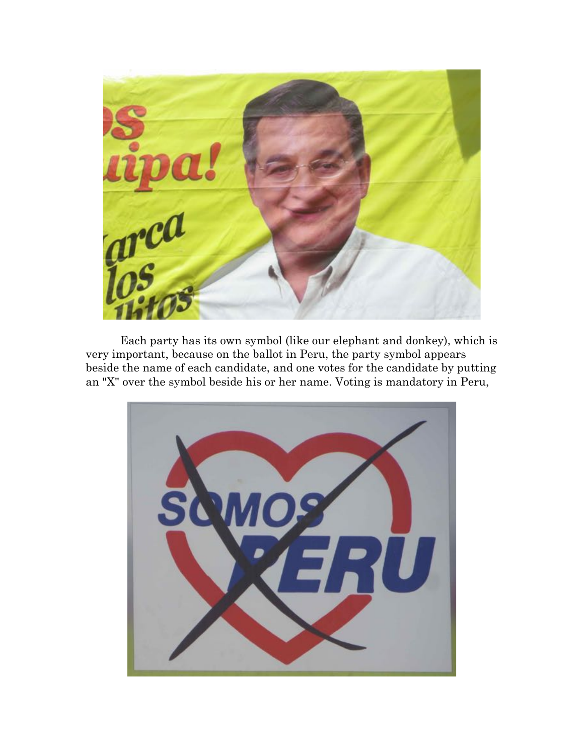Each party has its own symbol (like our elephant and donkey), which is very important, because on the ballot in Peru, the party symbol appears beside the name of each candidate, and one votes for the candidate by putting an "X" over the symbol beside his or her name. Voting is mandatory in Peru,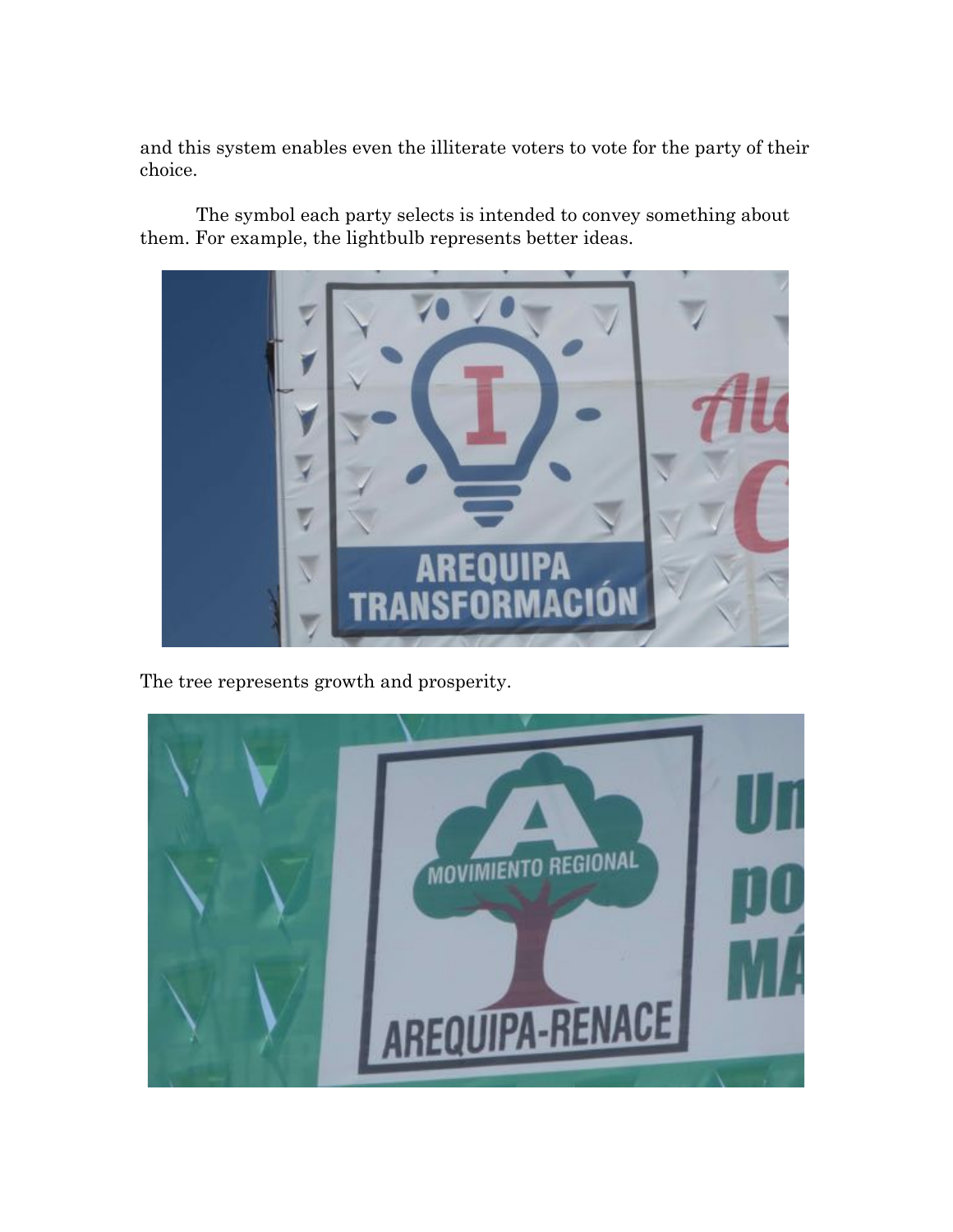and this system enables even the illiterate voters to vote for the party of their choice.

The symbol each party selects is intended to convey something about them. For example, the lightbulb represents better ideas.

The tree represents growth and prosperity.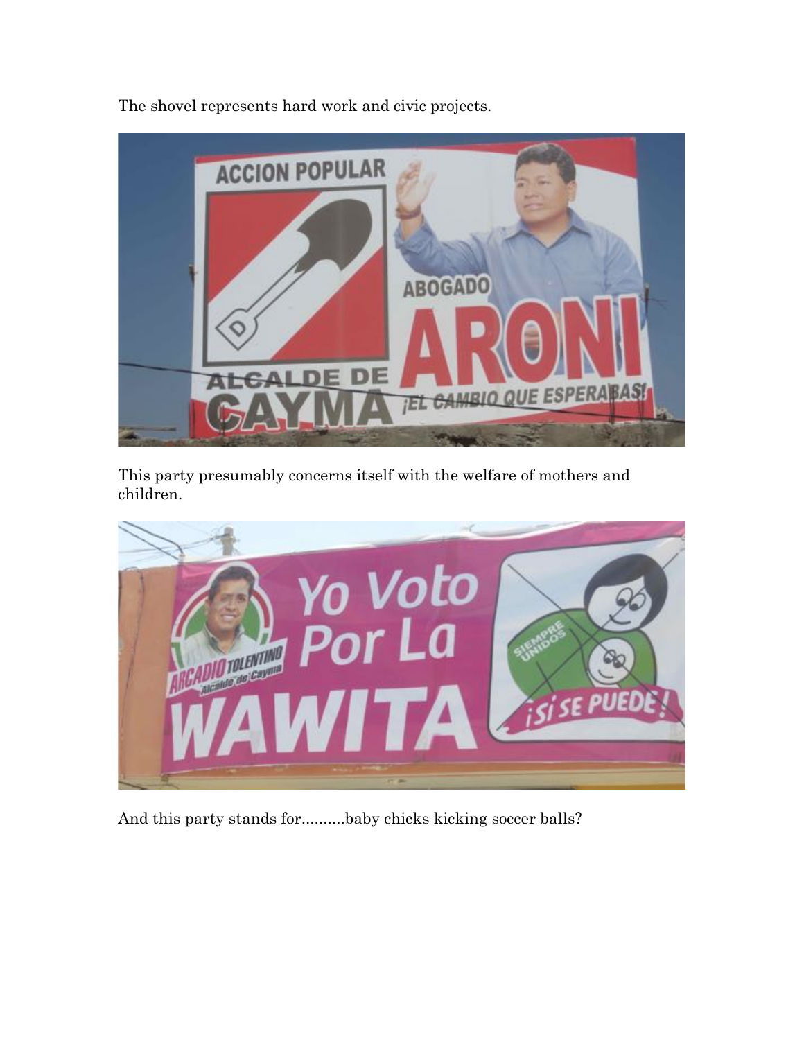The shovel represents hard work and civic projects.

This party presumably concerns itself with the welfare of mothers and children.

And this party stands for..........baby chicks kicking soccer balls?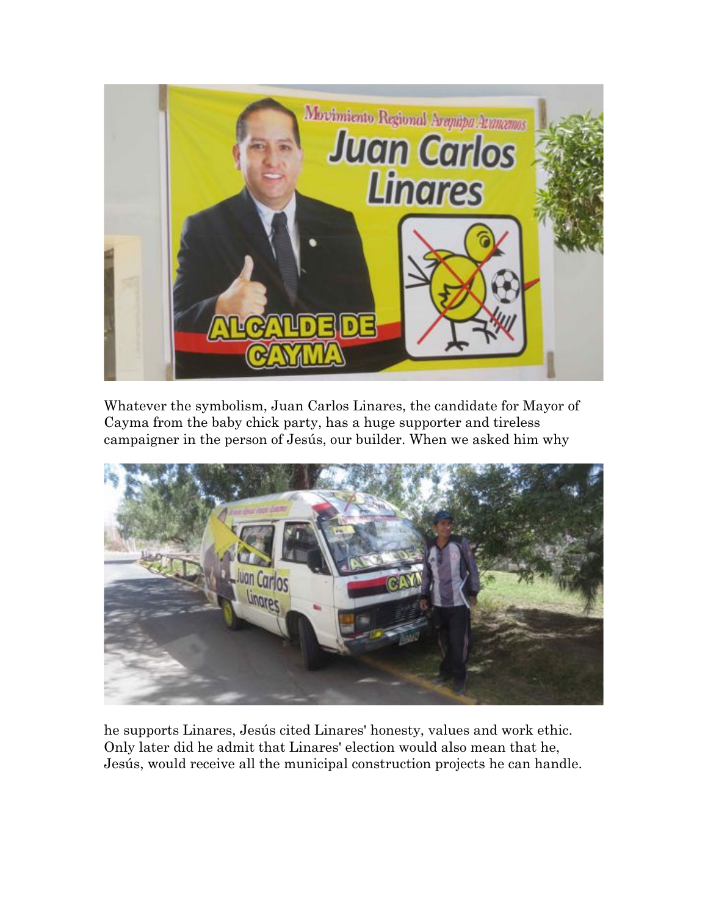Whatever the symbolism, Juan Carlos Linares, the candidate for Mayor of Cayma from the baby chick party, has a huge supporter and tireless campaigner in the person of Jesús, our builder. When we asked him why

he supports Linares, Jesús cited Linares' honesty, values and work ethic. Only later did he admit that Linares' election would also mean that he, Jesús, would receive all the municipal construction projects he can handle.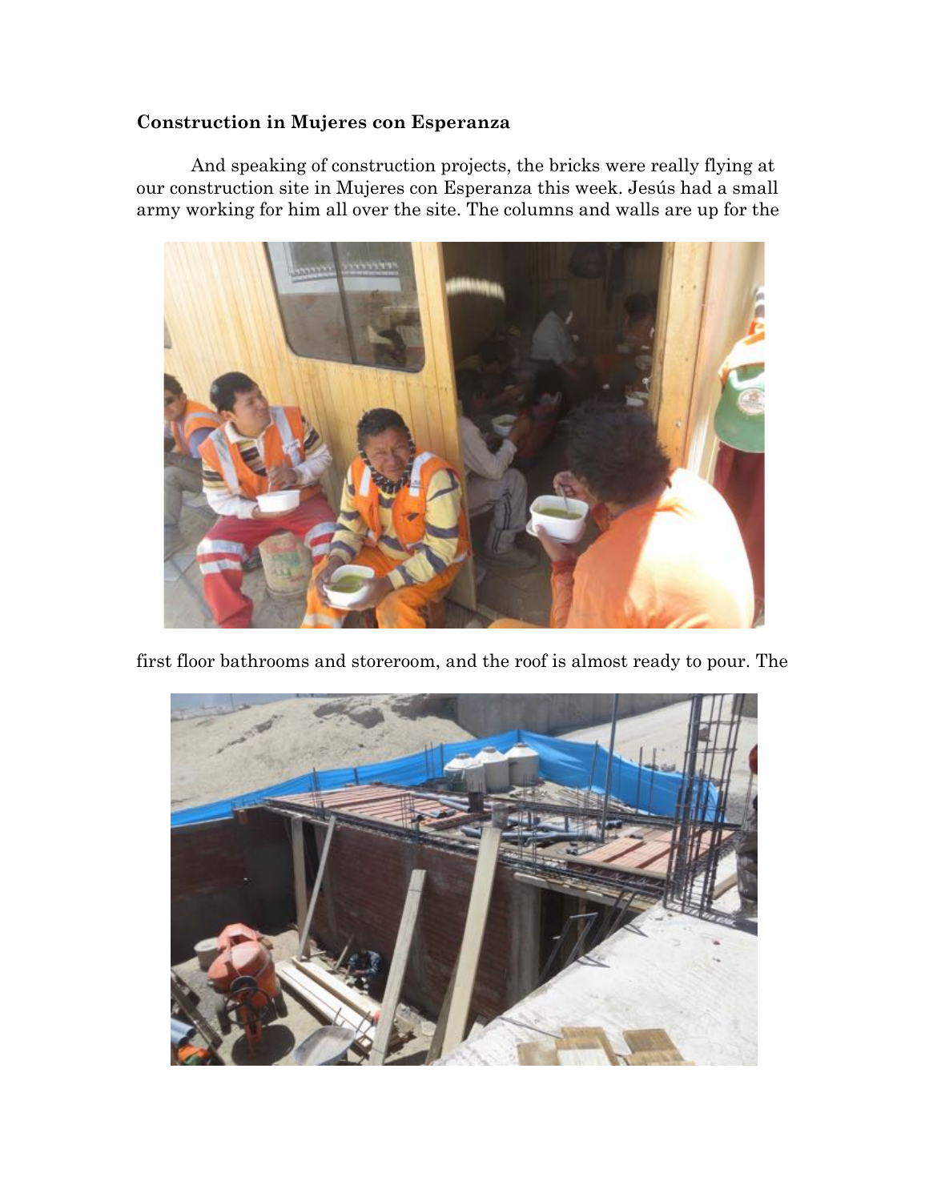**Construction in Mujeres con Esperanza**

And speaking of construction projects, the bricks were really flying at our construction site in Mujeres con Esperanza this week. Jesús had a small army working for him all over the site. The columns and walls are up for the first floor bathrooms and storeroom, and the roof is almost ready to pour. The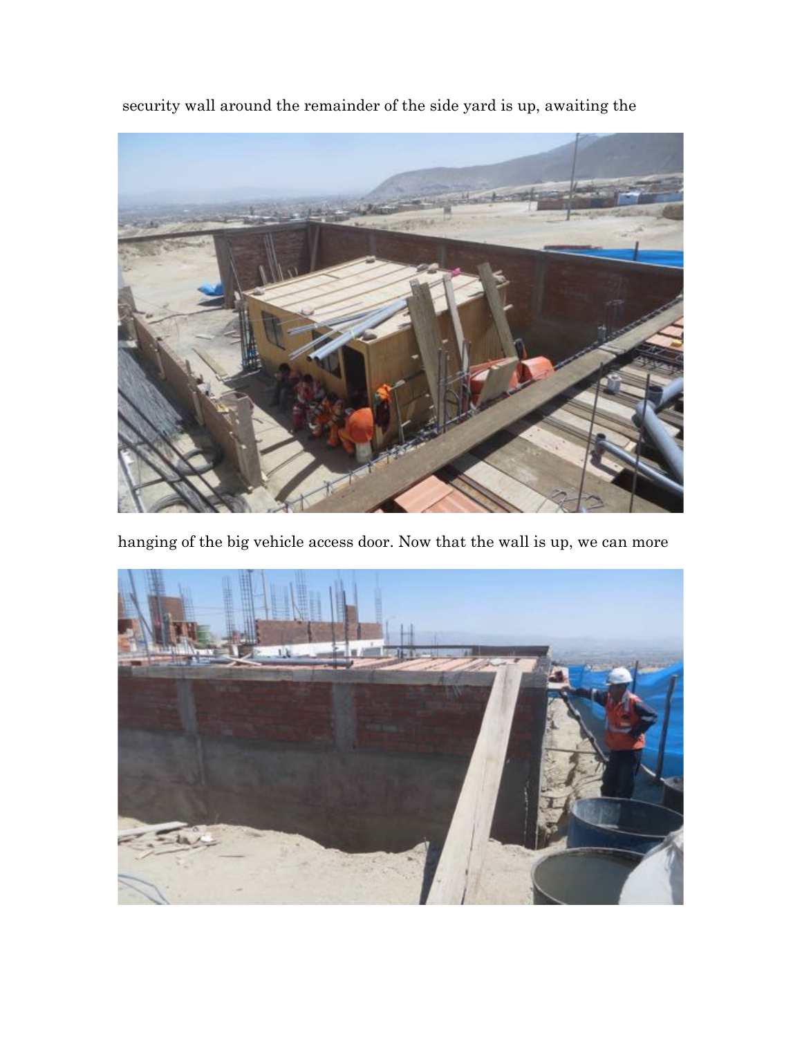security wall around the remainder of the side yard is up, awaiting the

hanging of the big vehicle access door. Now that the wall is up, we can more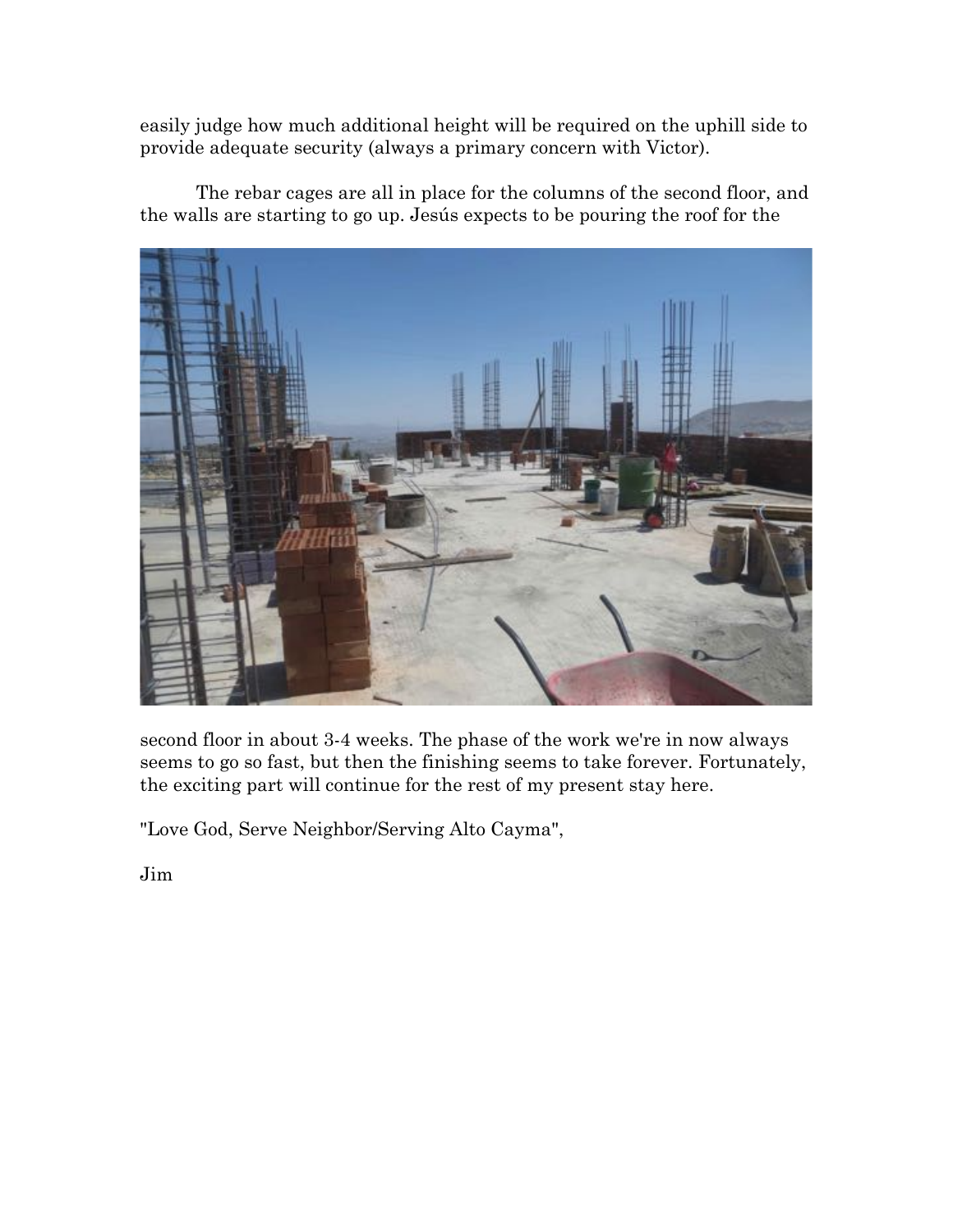easily judge how much additional height will be required on the uphill side to provide adequate security (always a primary concern with Victor).

The rebar cages are all in place for the columns of the second floor, and the walls are starting to go up. Jesús expects to be pouring the roof for the second floor in about 3-4 weeks. The phase of the work we're in now always seems to go so fast, but then the finishing seems to take forever. Fortunately, the exciting part will continue for the rest of my present stay here.

"Love God, Serve Neighbor/Serving Alto Cayma",

Jim